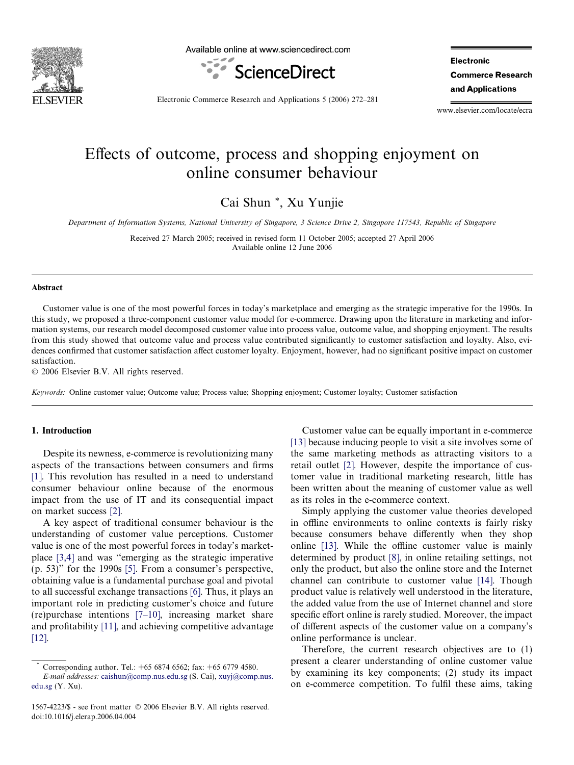# Effects of outcome, process and shopping enjoyment on online consumer behaviour

Cai Shun *, Xu Yunjie

*Department of Information Systems, National University of Singapore, 3 Science Drive 2, Singapore 117543, Republic of Singapore*

Received 27 March 2005; received in revised form 11 October 2005; accepted 27 April 2006
Available online 12 June 2006

## Abstract

Customer value is one of the most powerful forces in today's marketplace and emerging as the strategic imperative for the 1990s. In this study, we proposed a three-component customer value model for e-commerce. Drawing upon the literature in marketing and information systems, our research model decomposed customer value into process value, outcome value, and shopping enjoyment. The results from this study showed that outcome value and process value contributed significantly to customer satisfaction and loyalty. Also, evidences confirmed that customer satisfaction affect customer loyalty. Enjoyment, however, had no significant positive impact on customer satisfaction.

© 2006 Elsevier B.V. All rights reserved.

*Keywords:* Online customer value; Outcome value; Process value; Shopping enjoyment; Customer loyalty; Customer satisfaction

## 1. Introduction

Despite its newness, e-commerce is revolutionizing many aspects of the transactions between consumers and firms [1]. This revolution has resulted in a need to understand consumer behaviour online because of the enormous impact from the use of IT and its consequential impact on market success [2].

A key aspect of traditional consumer behaviour is the understanding of customer value perceptions. Customer value is one of the most powerful forces in today's marketplace [3,4] and was "emerging as the strategic imperative (p. 53)" for the 1990s [5]. From a consumer's perspective, obtaining value is a fundamental purchase goal and pivotal to all successful exchange transactions [6]. Thus, it plays an important role in predicting customer's choice and future (re)purchase intentions [7–10], increasing market share and profitability [11], and achieving competitive advantage [12].

Customer value can be equally important in e-commerce [13] because inducing people to visit a site involves some of the same marketing methods as attracting visitors to a retail outlet [2]. However, despite the importance of customer value in traditional marketing research, little has been written about the meaning of customer value as well as its roles in the e-commerce context.

Simply applying the customer value theories developed in offline environments to online contexts is fairly risky because consumers behave differently when they shop online [13]. While the offline customer value is mainly determined by product [8], in online retailing settings, not only the product, but also the online store and the Internet channel can contribute to customer value [14]. Though product value is relatively well understood in the literature, the added value from the use of Internet channel and store specific effort online is rarely studied. Moreover, the impact of different aspects of the customer value on a company's online performance is unclear.

Therefore, the current research objectives are to (1) present a clearer understanding of online customer value by examining its key components; (2) study its impact on e-commerce competition. To fulfil these aims, taking

* Corresponding author. Tel.: +65 6874 6562; fax: +65 6779 4580.
*E-mail addresses:* caishun@comp.nus.edu.sg (S. Cai), xuyj@comp.nus.edu.sg (Y. Xu).

1567-4223/$ - see front matter © 2006 Elsevier B.V. All rights reserved.
doi:10.1016/j.elerap.2006.04.004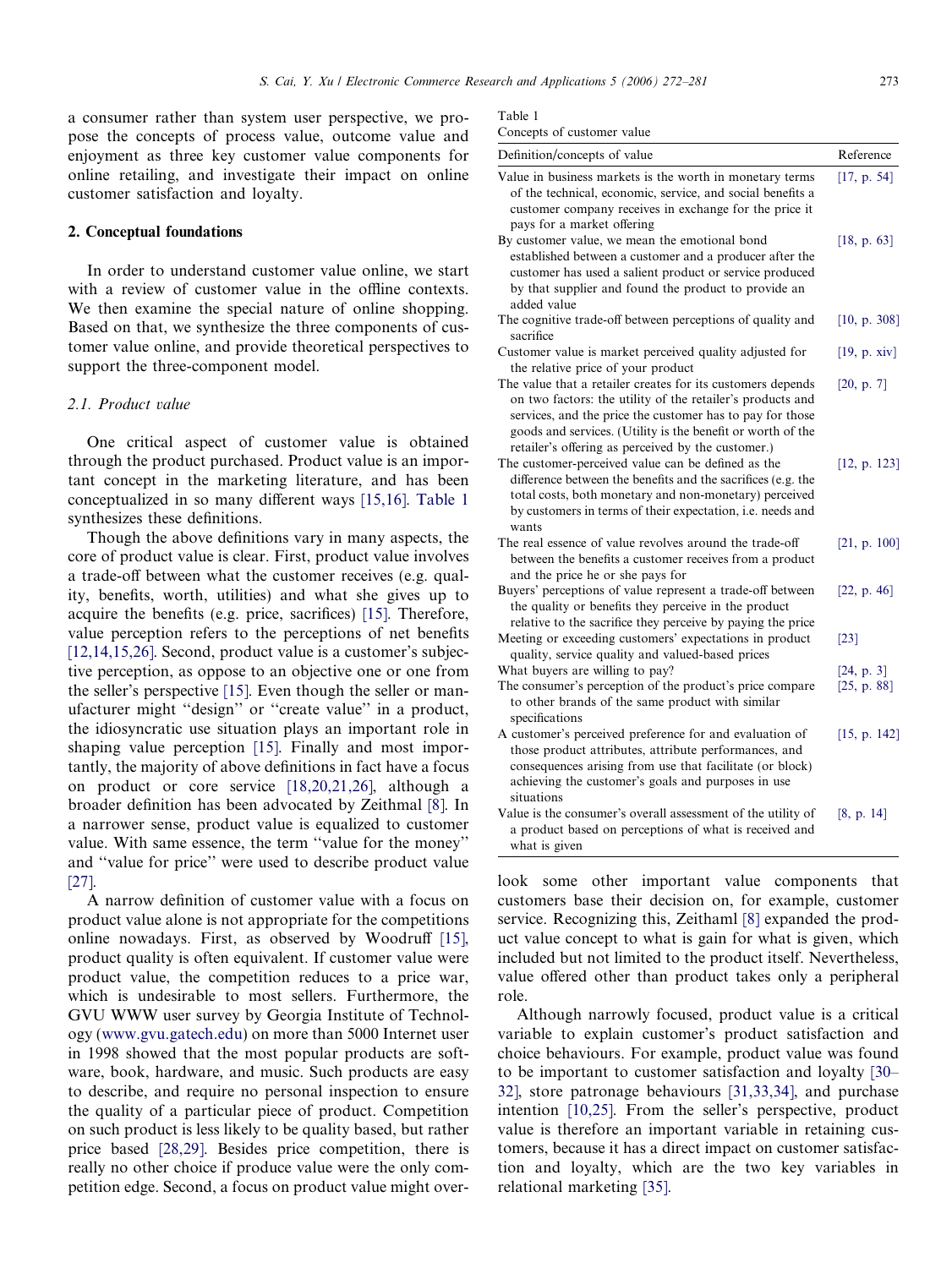a consumer rather than system user perspective, we propose the concepts of process value, outcome value and enjoyment as three key customer value components for online retailing, and investigate their impact on online customer satisfaction and loyalty.

## 2. Conceptual foundations

In order to understand customer value online, we start with a review of customer value in the offline contexts. We then examine the special nature of online shopping. Based on that, we synthesize the three components of customer value online, and provide theoretical perspectives to support the three-component model.

### 2.1. Product value

One critical aspect of customer value is obtained through the product purchased. Product value is an important concept in the marketing literature, and has been conceptualized in so many different ways [15,16]. Table 1 synthesizes these definitions.

Table 1
Concepts of customer value

| Definition/concepts of value | Reference |
|---|---|
| Value in business markets is the worth in monetary terms of the technical, economic, service, and social benefits a customer company receives in exchange for the price it pays for a market offering | [17, p. 54] |
| By customer value, we mean the emotional bond established between a customer and a producer after the customer has used a salient product or service produced by that supplier and found the product to provide an added value | [18, p. 63] |
| The cognitive trade-off between perceptions of quality and sacrifice | [10, p. 308] |
| Customer value is market perceived quality adjusted for the relative price of your product | [19, p. xiv] |
| The value that a retailer creates for its customers depends on two factors: the utility of the retailer's products and services, and the price the customer has to pay for those goods and services. (Utility is the benefit or worth of the retailer's offering as perceived by the customer.) | [20, p. 7] |
| The customer-perceived value can be defined as the difference between the benefits and the sacrifices (e.g. the total costs, both monetary and non-monetary) perceived by customers in terms of their expectation, i.e. needs and wants | [12, p. 123] |
| The real essence of value revolves around the trade-off between the benefits a customer receives from a product and the price he or she pays for | [21, p. 100] |
| Buyers' perceptions of value represent a trade-off between the quality or benefits they perceive in the product relative to the sacrifice they perceive by paying the price | [22, p. 46] |
| Meeting or exceeding customers' expectations in product quality, service quality and valued-based prices | [23] |
| What buyers are willing to pay? | [24, p. 3] |
| The consumer's perception of the product's price compare to other brands of the same product with similar specifications | [25, p. 88] |
| A customer's perceived preference for and evaluation of those product attributes, attribute performances, and consequences arising from use that facilitate (or block) achieving the customer's goals and purposes in use situations | [15, p. 142] |
| Value is the consumer's overall assessment of the utility of a product based on perceptions of what is received and what is given | [8, p. 14] |

Though the above definitions vary in many aspects, the core of product value is clear. First, product value involves a trade-off between what the customer receives (e.g. quality, benefits, worth, utilities) and what she gives up to acquire the benefits (e.g. price, sacrifices) [15]. Therefore, value perception refers to the perceptions of net benefits [12,14,15,26]. Second, product value is a customer's subjective perception, as oppose to an objective one or one from the seller's perspective [15]. Even though the seller or manufacturer might ''design'' or ''create value'' in a product, the idiosyncratic use situation plays an important role in shaping value perception [15]. Finally and most importantly, the majority of above definitions in fact have a focus on product or core service [18,20,21,26], although a broader definition has been advocated by Zeithmal [8]. In a narrower sense, product value is equalized to customer value. With same essence, the term ''value for the money'' and ''value for price'' were used to describe product value [27].

A narrow definition of customer value with a focus on product value alone is not appropriate for the competitions online nowadays. First, as observed by Woodruff [15], product quality is often equivalent. If customer value were product value, the competition reduces to a price war, which is undesirable to most sellers. Furthermore, the GVU WWW user survey by Georgia Institute of Technology (www.gvu.gatech.edu) on more than 5000 Internet user in 1998 showed that the most popular products are software, book, hardware, and music. Such products are easy to describe, and require no personal inspection to ensure the quality of a particular piece of product. Competition on such product is less likely to be quality based, but rather price based [28,29]. Besides price competition, there is really no other choice if produce value were the only competition edge. Second, a focus on product value might overlook some other important value components that customers base their decision on, for example, customer service. Recognizing this, Zeithaml [8] expanded the product value concept to what is gain for what is given, which included but not limited to the product itself. Nevertheless, value offered other than product takes only a peripheral role.

Although narrowly focused, product value is a critical variable to explain customer's product satisfaction and choice behaviours. For example, product value was found to be important to customer satisfaction and loyalty [30–32], store patronage behaviours [31,33,34], and purchase intention [10,25]. From the seller's perspective, product value is therefore an important variable in retaining customers, because it has a direct impact on customer satisfaction and loyalty, which are the two key variables in relational marketing [35].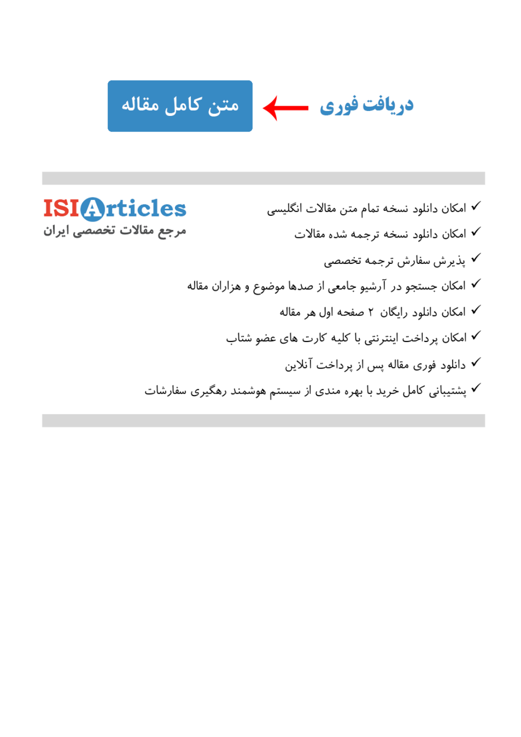دریافت فوری ← **متن کامل مقاله**

**ISIArticles**
مرجع مقالات تخصصی ایران

- ✓ امکان دانلود نسخه تمام متن مقالات انگلیسی
- ✓ امکان دانلود نسخه ترجمه شده مقالات
- ✓ پذیرش سفارش ترجمه تخصصی
- ✓ امکان جستجو در آرشیو جامعی از صدها موضوع و هزاران مقاله
- ✓ امکان دانلود رایگان ۲ صفحه اول هر مقاله
- ✓ امکان پرداخت اینترنتی با کلیه کارت های عضو شتاب
- ✓ دانلود فوری مقاله پس از پرداخت آنلاین
- ✓ پشتیبانی کامل خرید با بهره مندی از سیستم هوشمند رهگیری سفارشات